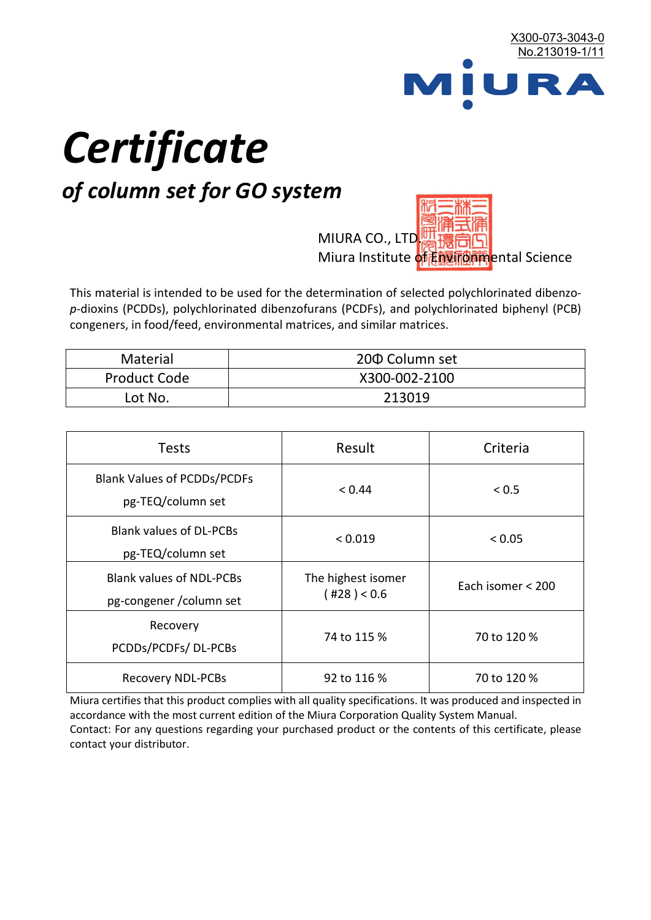X300-073-3043-0
No.213019-1/11

MIURA

# *Certificate*

## *of column set for GO system*

MIURA CO., LTD.
Miura Institute of Environmental Science

This material is intended to be used for the determination of selected polychlorinated dibenzo-*p*-dioxins (PCDDs), polychlorinated dibenzofurans (PCDFs), and polychlorinated biphenyl (PCB) congeners, in food/feed, environmental matrices, and similar matrices.

| Material | 20Φ Column set |
|---|---|
| Product Code | X300-002-2100 |
| Lot No. | 213019 |

| Tests | Result | Criteria |
|---|---|---|
| Blank Values of PCDDs/PCDFs pg-TEQ/column set | < 0.44 | < 0.5 |
| Blank values of DL-PCBs pg-TEQ/column set | < 0.019 | < 0.05 |
| Blank values of NDL-PCBs pg-congener /column set | The highest isomer ( #28 ) < 0.6 | Each isomer < 200 |
| Recovery PCDDs/PCDFs/ DL-PCBs | 74 to 115 % | 70 to 120 % |
| Recovery NDL-PCBs | 92 to 116 % | 70 to 120 % |

Miura certifies that this product complies with all quality specifications. It was produced and inspected in accordance with the most current edition of the Miura Corporation Quality System Manual.
Contact: For any questions regarding your purchased product or the contents of this certificate, please contact your distributor.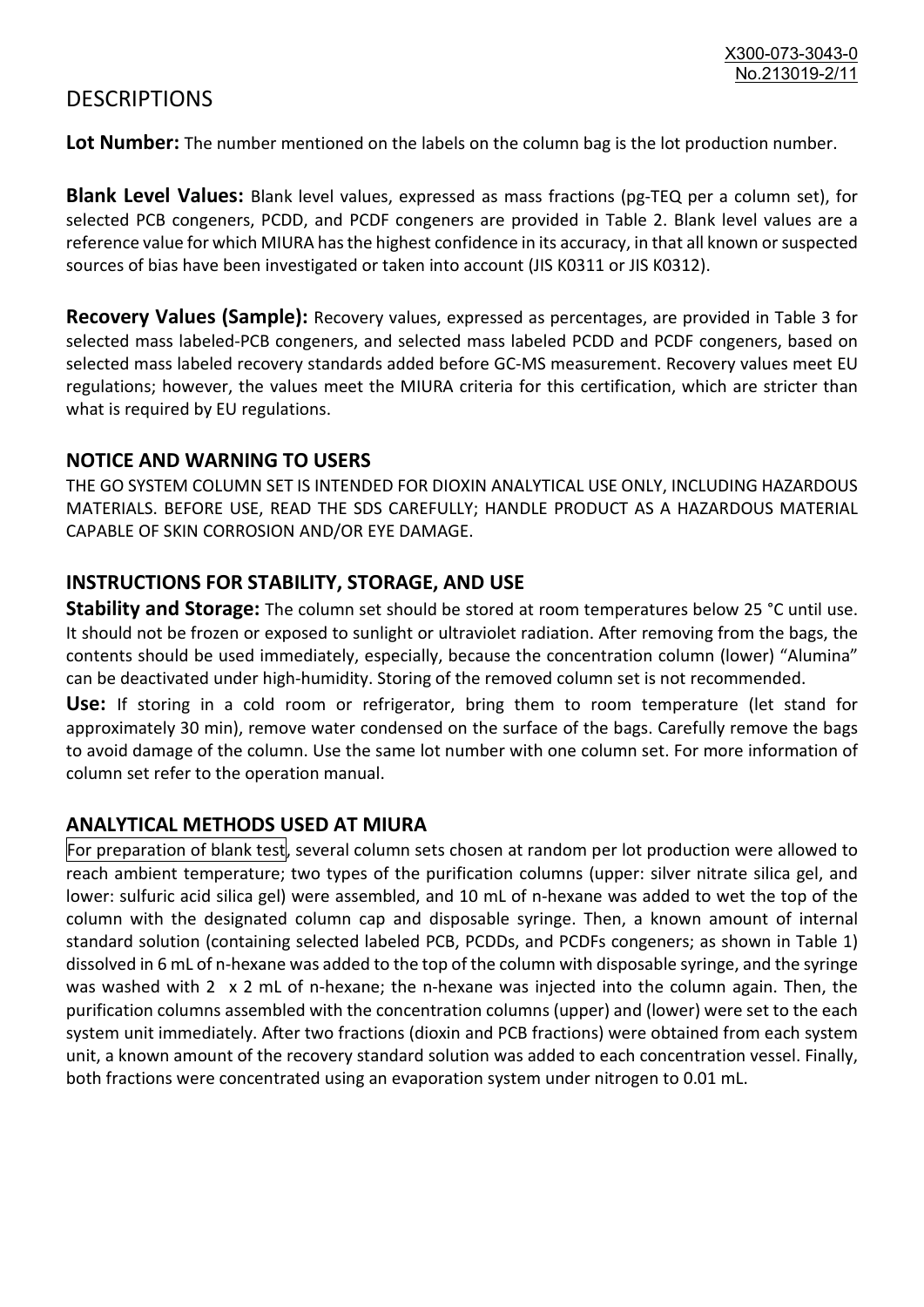# DESCRIPTIONS

**Lot Number:** The number mentioned on the labels on the column bag is the lot production number.

**Blank Level Values:** Blank level values, expressed as mass fractions (pg-TEQ per a column set), for selected PCB congeners, PCDD, and PCDF congeners are provided in Table 2. Blank level values are a reference value for which MIURA has the highest confidence in its accuracy, in that all known or suspected sources of bias have been investigated or taken into account (JIS K0311 or JIS K0312).

**Recovery Values (Sample):** Recovery values, expressed as percentages, are provided in Table 3 for selected mass labeled-PCB congeners, and selected mass labeled PCDD and PCDF congeners, based on selected mass labeled recovery standards added before GC-MS measurement. Recovery values meet EU regulations; however, the values meet the MIURA criteria for this certification, which are stricter than what is required by EU regulations.

## NOTICE AND WARNING TO USERS

THE GO SYSTEM COLUMN SET IS INTENDED FOR DIOXIN ANALYTICAL USE ONLY, INCLUDING HAZARDOUS MATERIALS. BEFORE USE, READ THE SDS CAREFULLY; HANDLE PRODUCT AS A HAZARDOUS MATERIAL CAPABLE OF SKIN CORROSION AND/OR EYE DAMAGE.

## INSTRUCTIONS FOR STABILITY, STORAGE, AND USE

**Stability and Storage:** The column set should be stored at room temperatures below 25 °C until use. It should not be frozen or exposed to sunlight or ultraviolet radiation. After removing from the bags, the contents should be used immediately, especially, because the concentration column (lower) "Alumina" can be deactivated under high-humidity. Storing of the removed column set is not recommended.

**Use:** If storing in a cold room or refrigerator, bring them to room temperature (let stand for approximately 30 min), remove water condensed on the surface of the bags. Carefully remove the bags to avoid damage of the column. Use the same lot number with one column set. For more information of column set refer to the operation manual.

## ANALYTICAL METHODS USED AT MIURA

For preparation of blank test, several column sets chosen at random per lot production were allowed to reach ambient temperature; two types of the purification columns (upper: silver nitrate silica gel, and lower: sulfuric acid silica gel) were assembled, and 10 mL of n-hexane was added to wet the top of the column with the designated column cap and disposable syringe. Then, a known amount of internal standard solution (containing selected labeled PCB, PCDDs, and PCDFs congeners; as shown in Table 1) dissolved in 6 mL of n-hexane was added to the top of the column with disposable syringe, and the syringe was washed with 2 x 2 mL of n-hexane; the n-hexane was injected into the column again. Then, the purification columns assembled with the concentration columns (upper) and (lower) were set to the each system unit immediately. After two fractions (dioxin and PCB fractions) were obtained from each system unit, a known amount of the recovery standard solution was added to each concentration vessel. Finally, both fractions were concentrated using an evaporation system under nitrogen to 0.01 mL.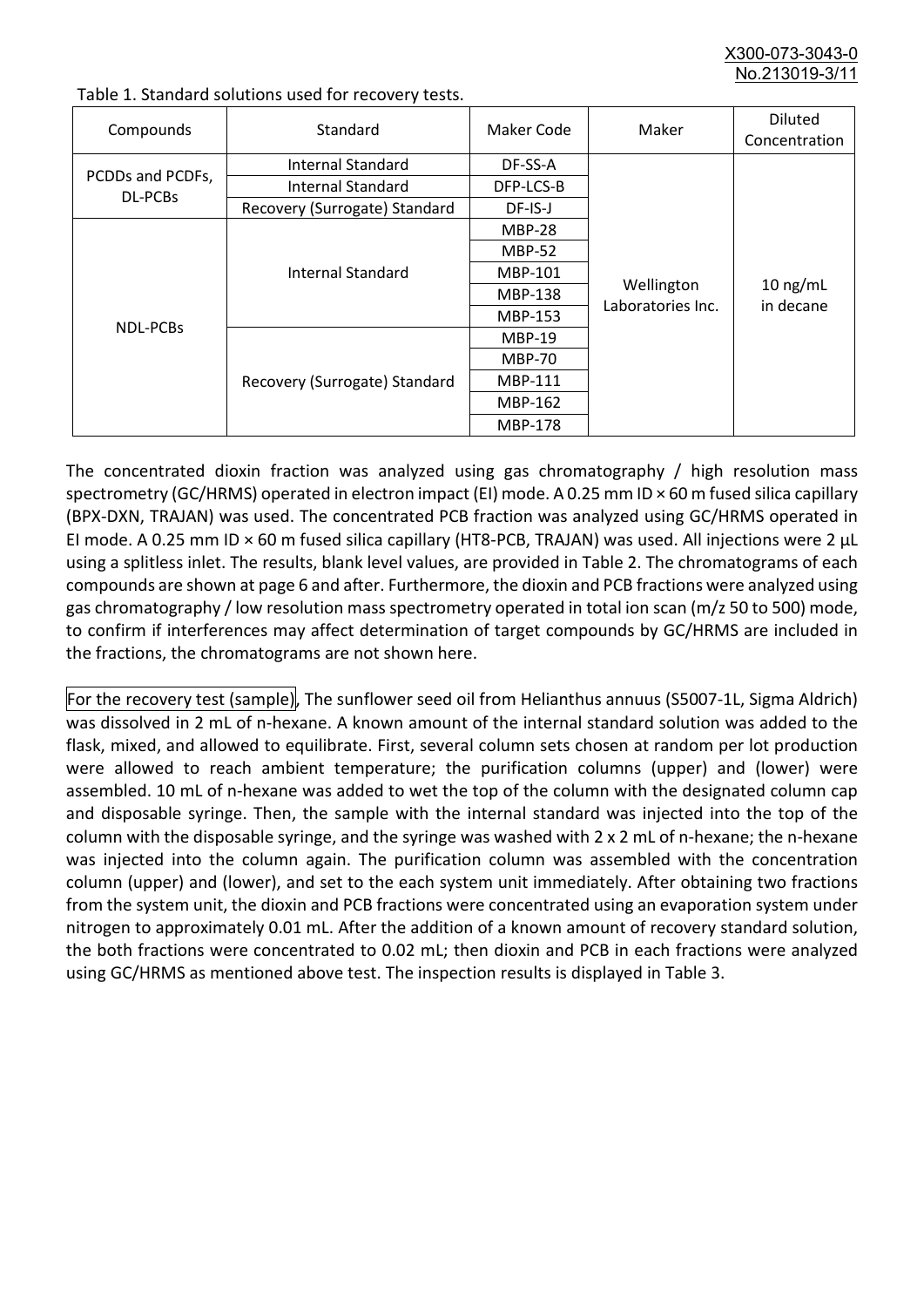Table 1. Standard solutions used for recovery tests.

| Compounds | Standard | Maker Code | Maker | Diluted Concentration |
|---|---|---|---|---|
| PCDDs and PCDFs, DL-PCBs | Internal Standard | DF-SS-A | Wellington Laboratories Inc. | 10 ng/mL in decane |
| | Internal Standard | DFP-LCS-B | | |
| | Recovery (Surrogate) Standard | DF-IS-J | | |
| NDL-PCBs | Internal Standard | MBP-28 | | |
| | | MBP-52 | | |
| | | MBP-101 | | |
| | | MBP-138 | | |
| | | MBP-153 | | |
| | Recovery (Surrogate) Standard | MBP-19 | | |
| | | MBP-70 | | |
| | | MBP-111 | | |
| | | MBP-162 | | |
| | | MBP-178 | | |

The concentrated dioxin fraction was analyzed using gas chromatography / high resolution mass spectrometry (GC/HRMS) operated in electron impact (EI) mode. A 0.25 mm ID × 60 m fused silica capillary (BPX-DXN, TRAJAN) was used. The concentrated PCB fraction was analyzed using GC/HRMS operated in EI mode. A 0.25 mm ID × 60 m fused silica capillary (HT8-PCB, TRAJAN) was used. All injections were 2 µL using a splitless inlet. The results, blank level values, are provided in Table 2. The chromatograms of each compounds are shown at page 6 and after. Furthermore, the dioxin and PCB fractions were analyzed using gas chromatography / low resolution mass spectrometry operated in total ion scan (m/z 50 to 500) mode, to confirm if interferences may affect determination of target compounds by GC/HRMS are included in the fractions, the chromatograms are not shown here.

For the recovery test (sample), The sunflower seed oil from Helianthus annuus (S5007-1L, Sigma Aldrich) was dissolved in 2 mL of n-hexane. A known amount of the internal standard solution was added to the flask, mixed, and allowed to equilibrate. First, several column sets chosen at random per lot production were allowed to reach ambient temperature; the purification columns (upper) and (lower) were assembled. 10 mL of n-hexane was added to wet the top of the column with the designated column cap and disposable syringe. Then, the sample with the internal standard was injected into the top of the column with the disposable syringe, and the syringe was washed with 2 x 2 mL of n-hexane; the n-hexane was injected into the column again. The purification column was assembled with the concentration column (upper) and (lower), and set to the each system unit immediately. After obtaining two fractions from the system unit, the dioxin and PCB fractions were concentrated using an evaporation system under nitrogen to approximately 0.01 mL. After the addition of a known amount of recovery standard solution, the both fractions were concentrated to 0.02 mL; then dioxin and PCB in each fractions were analyzed using GC/HRMS as mentioned above test. The inspection results is displayed in Table 3.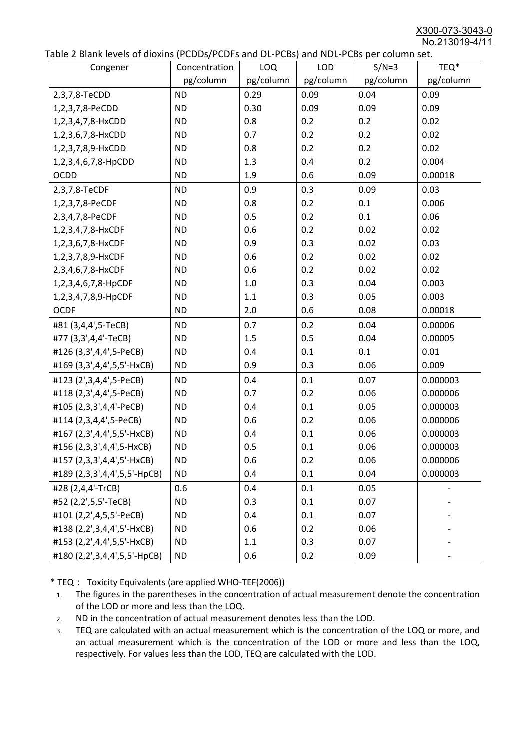Table 2 Blank levels of dioxins (PCDDs/PCDFs and DL-PCBs) and NDL-PCBs per column set.

| Congener | Concentration pg/column | LOQ pg/column | LOD pg/column | S/N=3 pg/column | TEQ* pg/column |
|---|---|---|---|---|---|
| 2,3,7,8-TeCDD | ND | 0.29 | 0.09 | 0.04 | 0.09 |
| 1,2,3,7,8-PeCDD | ND | 0.30 | 0.09 | 0.09 | 0.09 |
| 1,2,3,4,7,8-HxCDD | ND | 0.8 | 0.2 | 0.2 | 0.02 |
| 1,2,3,6,7,8-HxCDD | ND | 0.7 | 0.2 | 0.2 | 0.02 |
| 1,2,3,7,8,9-HxCDD | ND | 0.8 | 0.2 | 0.2 | 0.02 |
| 1,2,3,4,6,7,8-HpCDD | ND | 1.3 | 0.4 | 0.2 | 0.004 |
| OCDD | ND | 1.9 | 0.6 | 0.09 | 0.00018 |
| 2,3,7,8-TeCDF | ND | 0.9 | 0.3 | 0.09 | 0.03 |
| 1,2,3,7,8-PeCDF | ND | 0.8 | 0.2 | 0.1 | 0.006 |
| 2,3,4,7,8-PeCDF | ND | 0.5 | 0.2 | 0.1 | 0.06 |
| 1,2,3,4,7,8-HxCDF | ND | 0.6 | 0.2 | 0.02 | 0.02 |
| 1,2,3,6,7,8-HxCDF | ND | 0.9 | 0.3 | 0.02 | 0.03 |
| 1,2,3,7,8,9-HxCDF | ND | 0.6 | 0.2 | 0.02 | 0.02 |
| 2,3,4,6,7,8-HxCDF | ND | 0.6 | 0.2 | 0.02 | 0.02 |
| 1,2,3,4,6,7,8-HpCDF | ND | 1.0 | 0.3 | 0.04 | 0.003 |
| 1,2,3,4,7,8,9-HpCDF | ND | 1.1 | 0.3 | 0.05 | 0.003 |
| OCDF | ND | 2.0 | 0.6 | 0.08 | 0.00018 |
| #81 (3,4,4',5-TeCB) | ND | 0.7 | 0.2 | 0.04 | 0.00006 |
| #77 (3,3',4,4'-TeCB) | ND | 1.5 | 0.5 | 0.04 | 0.00005 |
| #126 (3,3',4,4',5-PeCB) | ND | 0.4 | 0.1 | 0.1 | 0.01 |
| #169 (3,3',4,4',5,5'-HxCB) | ND | 0.9 | 0.3 | 0.06 | 0.009 |
| #123 (2',3,4,4',5-PeCB) | ND | 0.4 | 0.1 | 0.07 | 0.000003 |
| #118 (2,3',4,4',5-PeCB) | ND | 0.7 | 0.2 | 0.06 | 0.000006 |
| #105 (2,3,3',4,4'-PeCB) | ND | 0.4 | 0.1 | 0.05 | 0.000003 |
| #114 (2,3,4,4',5-PeCB) | ND | 0.6 | 0.2 | 0.06 | 0.000006 |
| #167 (2,3',4,4',5,5'-HxCB) | ND | 0.4 | 0.1 | 0.06 | 0.000003 |
| #156 (2,3,3',4,4',5-HxCB) | ND | 0.5 | 0.1 | 0.06 | 0.000003 |
| #157 (2,3,3',4,4',5'-HxCB) | ND | 0.6 | 0.2 | 0.06 | 0.000006 |
| #189 (2,3,3',4,4',5,5'-HpCB) | ND | 0.4 | 0.1 | 0.04 | 0.000003 |
| #28 (2,4,4'-TrCB) | 0.6 | 0.4 | 0.1 | 0.05 | - |
| #52 (2,2',5,5'-TeCB) | ND | 0.3 | 0.1 | 0.07 | - |
| #101 (2,2',4,5,5'-PeCB) | ND | 0.4 | 0.1 | 0.07 | - |
| #138 (2,2',3,4,4',5'-HxCB) | ND | 0.6 | 0.2 | 0.06 | - |
| #153 (2,2',4,4',5,5'-HxCB) | ND | 1.1 | 0.3 | 0.07 | - |
| #180 (2,2',3,4,4',5,5'-HpCB) | ND | 0.6 | 0.2 | 0.09 | - |

\* TEQ： Toxicity Equivalents (are applied WHO-TEF(2006))

1. The figures in the parentheses in the concentration of actual measurement denote the concentration of the LOD or more and less than the LOQ.
2. ND in the concentration of actual measurement denotes less than the LOD.
3. TEQ are calculated with an actual measurement which is the concentration of the LOQ or more, and an actual measurement which is the concentration of the LOD or more and less than the LOQ, respectively. For values less than the LOD, TEQ are calculated with the LOD.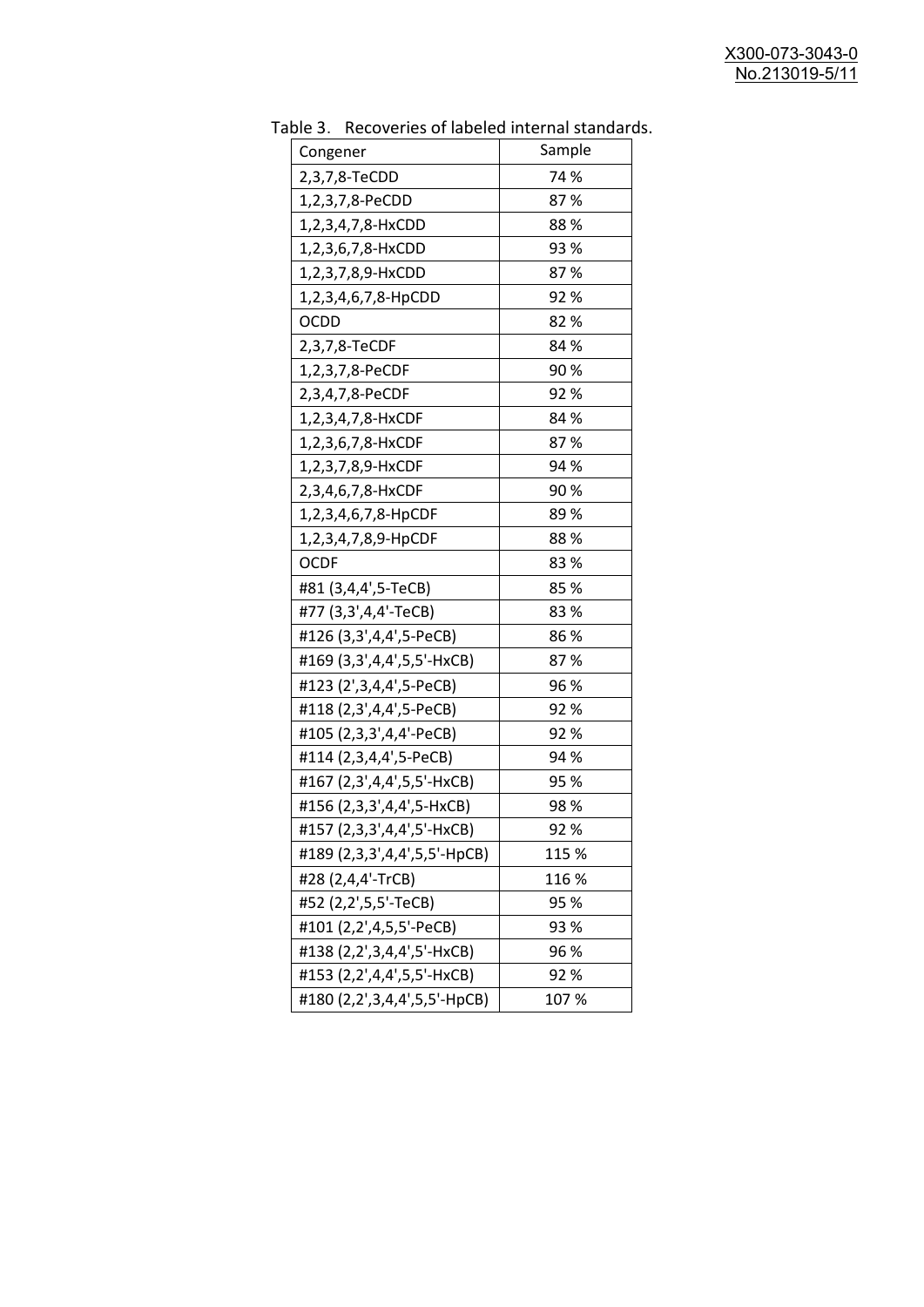Table 3. Recoveries of labeled internal standards.

| Congener | Sample |
|---|---|
| 2,3,7,8-TeCDD | 74 % |
| 1,2,3,7,8-PeCDD | 87 % |
| 1,2,3,4,7,8-HxCDD | 88 % |
| 1,2,3,6,7,8-HxCDD | 93 % |
| 1,2,3,7,8,9-HxCDD | 87 % |
| 1,2,3,4,6,7,8-HpCDD | 92 % |
| OCDD | 82 % |
| 2,3,7,8-TeCDF | 84 % |
| 1,2,3,7,8-PeCDF | 90 % |
| 2,3,4,7,8-PeCDF | 92 % |
| 1,2,3,4,7,8-HxCDF | 84 % |
| 1,2,3,6,7,8-HxCDF | 87 % |
| 1,2,3,7,8,9-HxCDF | 94 % |
| 2,3,4,6,7,8-HxCDF | 90 % |
| 1,2,3,4,6,7,8-HpCDF | 89 % |
| 1,2,3,4,7,8,9-HpCDF | 88 % |
| OCDF | 83 % |
| #81 (3,4,4',5-TeCB) | 85 % |
| #77 (3,3',4,4'-TeCB) | 83 % |
| #126 (3,3',4,4',5-PeCB) | 86 % |
| #169 (3,3',4,4',5,5'-HxCB) | 87 % |
| #123 (2',3,4,4',5-PeCB) | 96 % |
| #118 (2,3',4,4',5-PeCB) | 92 % |
| #105 (2,3,3',4,4'-PeCB) | 92 % |
| #114 (2,3,4,4',5-PeCB) | 94 % |
| #167 (2,3',4,4',5,5'-HxCB) | 95 % |
| #156 (2,3,3',4,4',5-HxCB) | 98 % |
| #157 (2,3,3',4,4',5'-HxCB) | 92 % |
| #189 (2,3,3',4,4',5,5'-HpCB) | 115 % |
| #28 (2,4,4'-TrCB) | 116 % |
| #52 (2,2',5,5'-TeCB) | 95 % |
| #101 (2,2',4,5,5'-PeCB) | 93 % |
| #138 (2,2',3,4,4',5'-HxCB) | 96 % |
| #153 (2,2',4,4',5,5'-HxCB) | 92 % |
| #180 (2,2',3,4,4',5,5'-HpCB) | 107 % |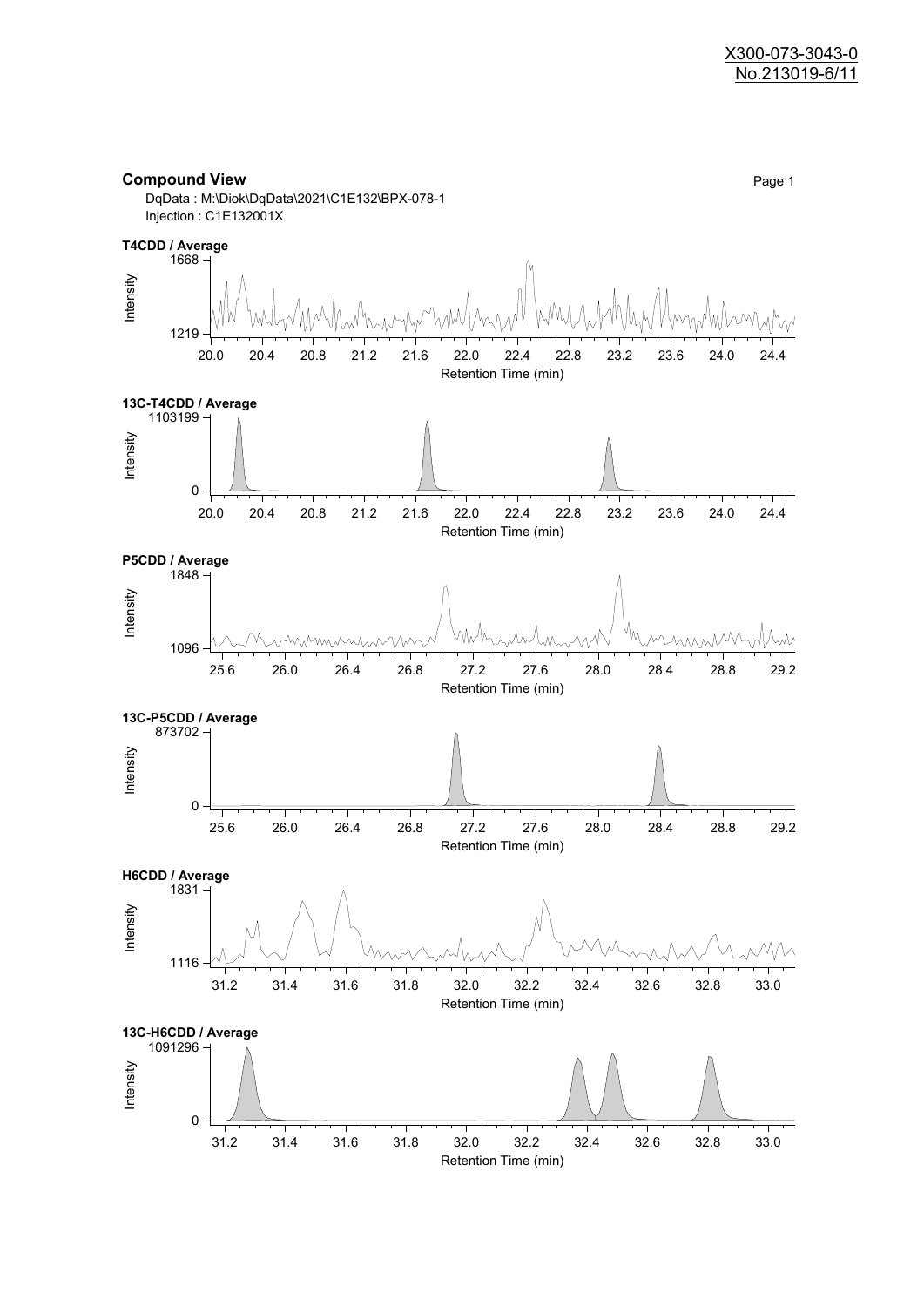X300-073-3043-0
No.213019-6/11

## Compound View

DqData : M:\Diok\DqData\2021\C1E132\BPX-078-1
Injection : C1E132001X

**T4CDD / Average**

Intensity: 1219 – 1668
Retention Time (min): 20.0, 20.4, 20.8, 21.2, 21.6, 22.0, 22.4, 22.8, 23.2, 23.6, 24.0, 24.4

**13C-T4CDD / Average**

Intensity: 0 – 1103199
Retention Time (min): 20.0, 20.4, 20.8, 21.2, 21.6, 22.0, 22.4, 22.8, 23.2, 23.6, 24.0, 24.4

**P5CDD / Average**

Intensity: 1096 – 1848
Retention Time (min): 25.6, 26.0, 26.4, 26.8, 27.2, 27.6, 28.0, 28.4, 28.8, 29.2

**13C-P5CDD / Average**

Intensity: 0 – 873702
Retention Time (min): 25.6, 26.0, 26.4, 26.8, 27.2, 27.6, 28.0, 28.4, 28.8, 29.2

**H6CDD / Average**

Intensity: 1116 – 1831
Retention Time (min): 31.2, 31.4, 31.6, 31.8, 32.0, 32.2, 32.4, 32.6, 32.8, 33.0

**13C-H6CDD / Average**

Intensity: 0 – 1091296
Retention Time (min): 31.2, 31.4, 31.6, 31.8, 32.0, 32.2, 32.4, 32.6, 32.8, 33.0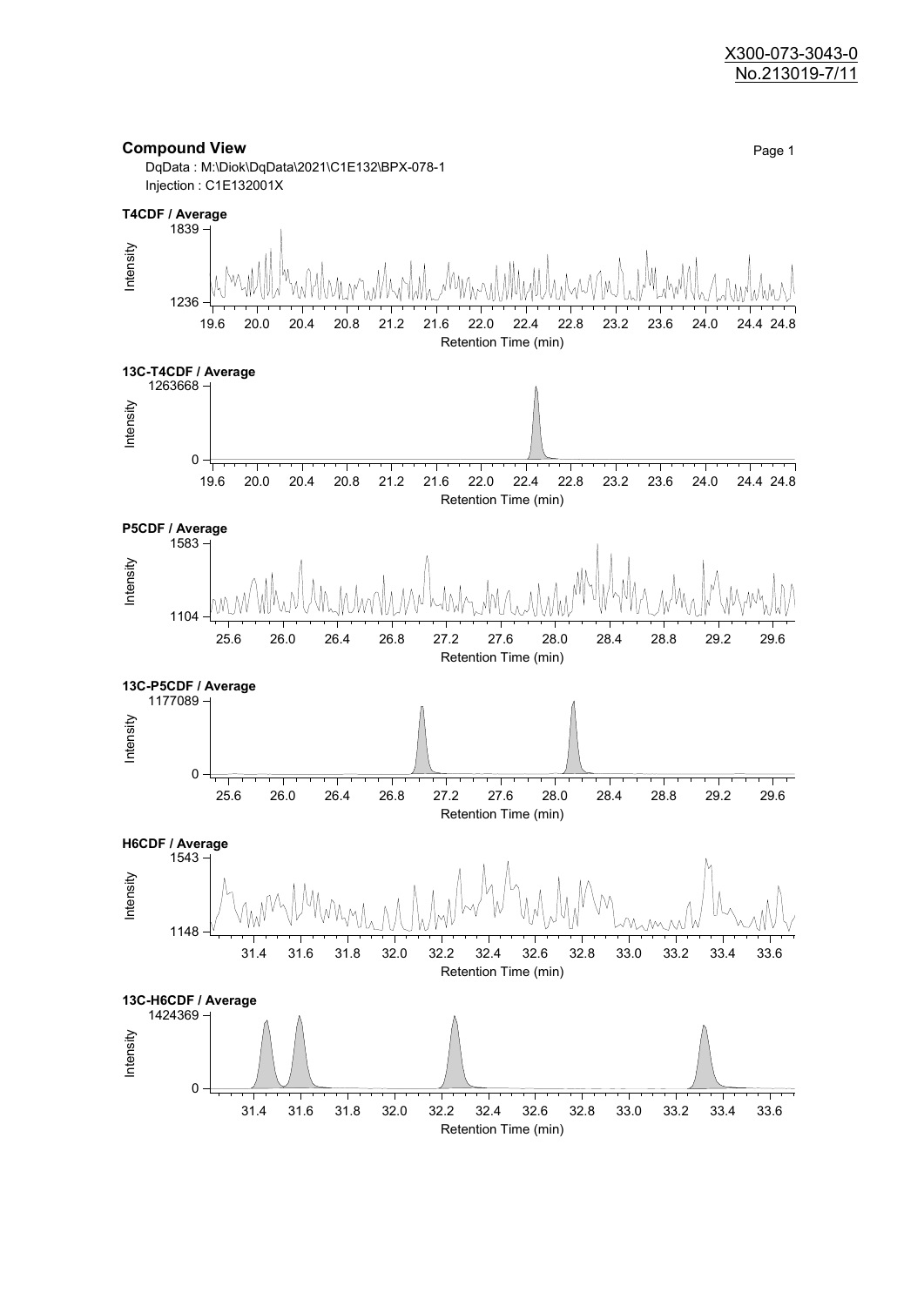X300-073-3043-0
No.213019-7/11

## Compound View

DqData : M:\Diok\DqData\2021\C1E132\BPX-078-1
Injection : C1E132001X

**T4CDF / Average**

Intensity: 1236 – 1839
Retention Time (min): 19.6 – 24.8

**13C-T4CDF / Average**

Intensity: 0 – 1263668
Retention Time (min): 19.6 – 24.8

**P5CDF / Average**

Intensity: 1104 – 1583
Retention Time (min): 25.6 – 29.6

**13C-P5CDF / Average**

Intensity: 0 – 1177089
Retention Time (min): 25.6 – 29.6

**H6CDF / Average**

Intensity: 1148 – 1543
Retention Time (min): 31.4 – 33.6

**13C-H6CDF / Average**

Intensity: 0 – 1424369
Retention Time (min): 31.4 – 33.6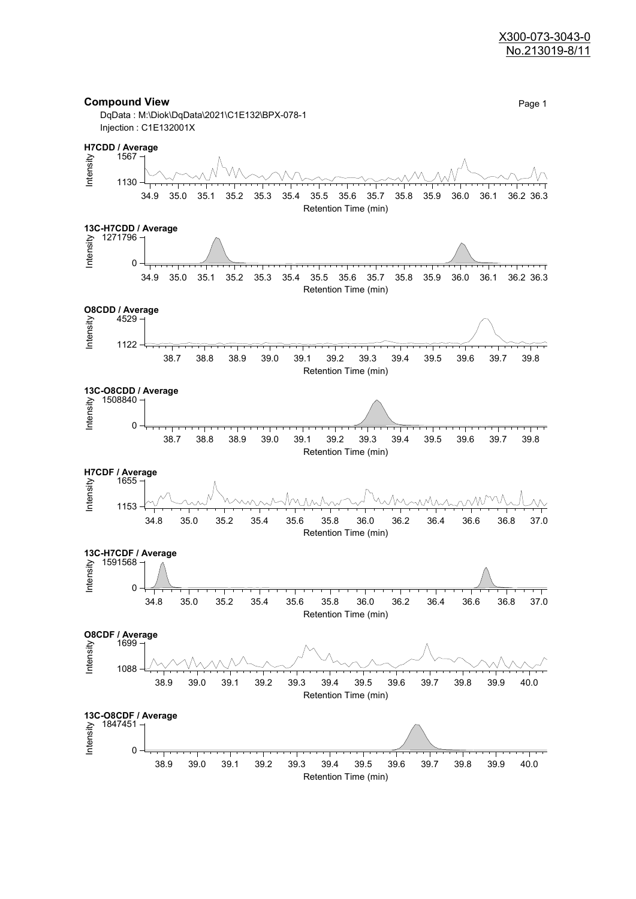## Compound View

DqData : M:\Diok\DqData\2021\C1E132\BPX-078-1

Injection : C1E132001X

**H7CDD / Average**

Intensity: 1130 – 1567

Retention Time (min): 34.9 – 36.3

**13C-H7CDD / Average**

Intensity: 0 – 1271796

Retention Time (min): 34.9 – 36.3

**O8CDD / Average**

Intensity: 1122 – 4529

Retention Time (min): 38.7 – 39.8

**13C-O8CDD / Average**

Intensity: 0 – 1508840

Retention Time (min): 38.7 – 39.8

**H7CDF / Average**

Intensity: 1153 – 1655

Retention Time (min): 34.8 – 37.0

**13C-H7CDF / Average**

Intensity: 0 – 1591568

Retention Time (min): 34.8 – 37.0

**O8CDF / Average**

Intensity: 1088 – 1699

Retention Time (min): 38.9 – 40.0

**13C-O8CDF / Average**

Intensity: 0 – 1847451

Retention Time (min): 38.9 – 40.0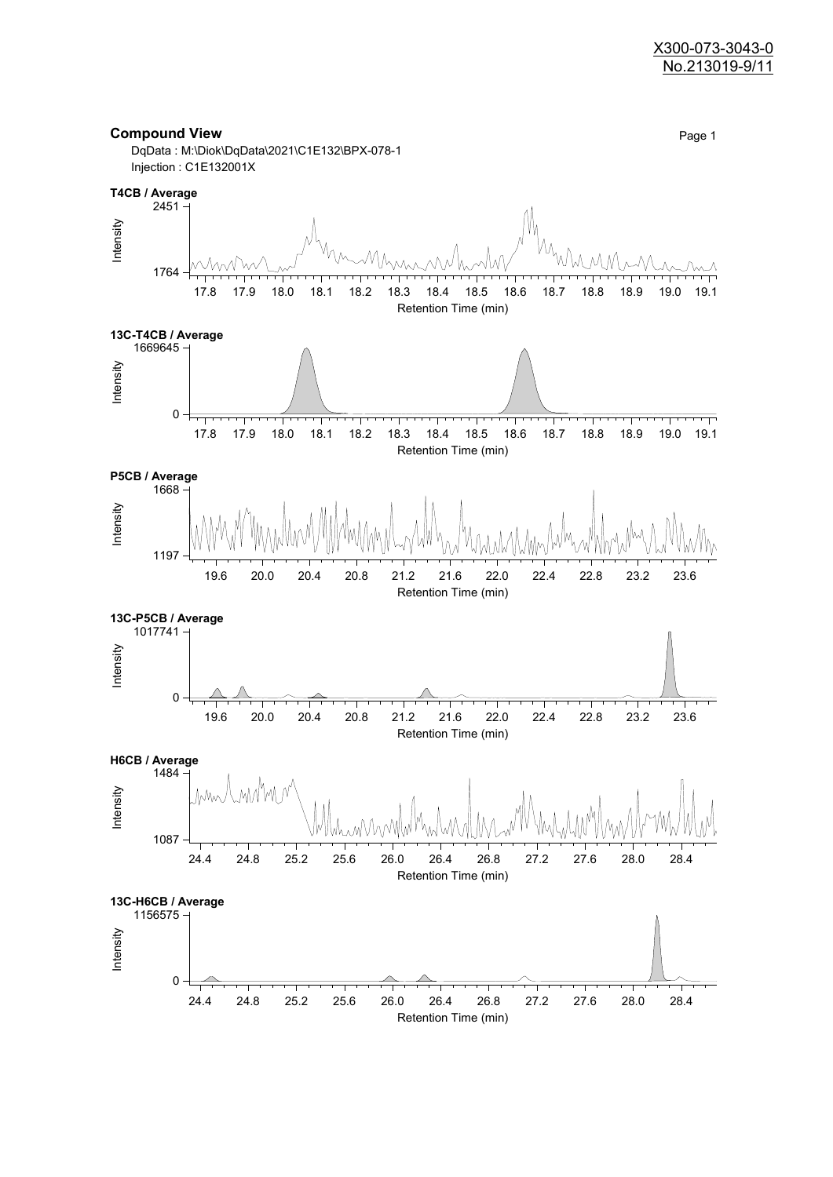## Compound View

DqData : M:\Diok\DqData\2021\C1E132\BPX-078-1
Injection : C1E132001X

**T4CB / Average**

Intensity: 1764 – 2451

Retention Time (min): 17.8, 17.9, 18.0, 18.1, 18.2, 18.3, 18.4, 18.5, 18.6, 18.7, 18.8, 18.9, 19.0, 19.1

**13C-T4CB / Average**

Intensity: 0 – 1669645

Retention Time (min): 17.8, 17.9, 18.0, 18.1, 18.2, 18.3, 18.4, 18.5, 18.6, 18.7, 18.8, 18.9, 19.0, 19.1

**P5CB / Average**

Intensity: 1197 – 1668

Retention Time (min): 19.6, 20.0, 20.4, 20.8, 21.2, 21.6, 22.0, 22.4, 22.8, 23.2, 23.6

**13C-P5CB / Average**

Intensity: 0 – 1017741

Retention Time (min): 19.6, 20.0, 20.4, 20.8, 21.2, 21.6, 22.0, 22.4, 22.8, 23.2, 23.6

**H6CB / Average**

Intensity: 1087 – 1484

Retention Time (min): 24.4, 24.8, 25.2, 25.6, 26.0, 26.4, 26.8, 27.2, 27.6, 28.0, 28.4

**13C-H6CB / Average**

Intensity: 0 – 1156575

Retention Time (min): 24.4, 24.8, 25.2, 25.6, 26.0, 26.4, 26.8, 27.2, 27.6, 28.0, 28.4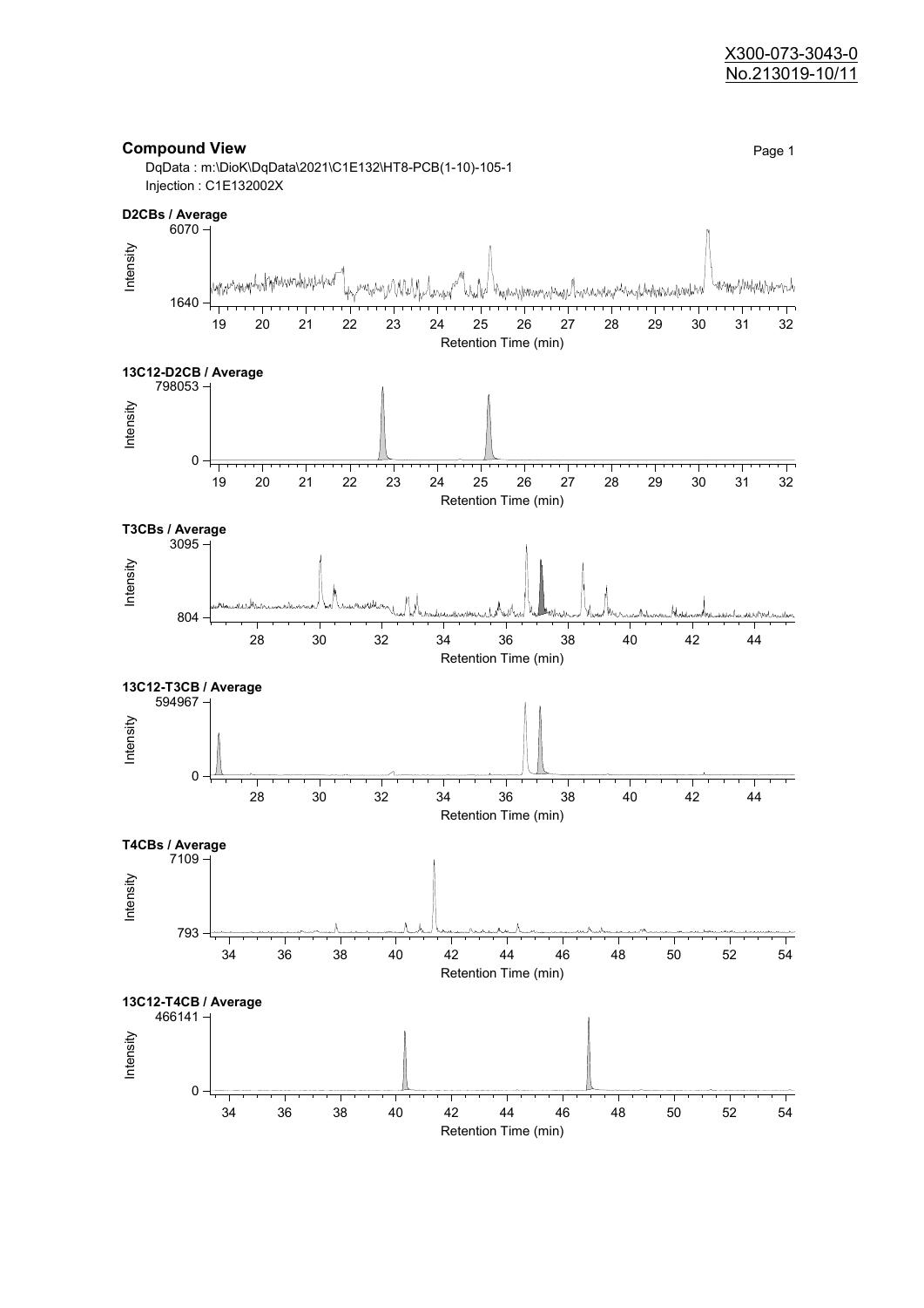X300-073-3043-0
No.213019-10/11

**Compound View**

DqData : m:\DioK\DqData\2021\C1E132\HT8-PCB(1-10)-105-1
Injection : C1E132002X

**D2CBs / Average**

Intensity: 1640 – 6070
Retention Time (min): 19 – 32

**13C12-D2CB / Average**

Intensity: 0 – 798053
Retention Time (min): 19 – 32

**T3CBs / Average**

Intensity: 804 – 3095
Retention Time (min): 28 – 44

**13C12-T3CB / Average**

Intensity: 0 – 594967
Retention Time (min): 28 – 44

**T4CBs / Average**

Intensity: 793 – 7109
Retention Time (min): 34 – 54

**13C12-T4CB / Average**

Intensity: 0 – 466141
Retention Time (min): 34 – 54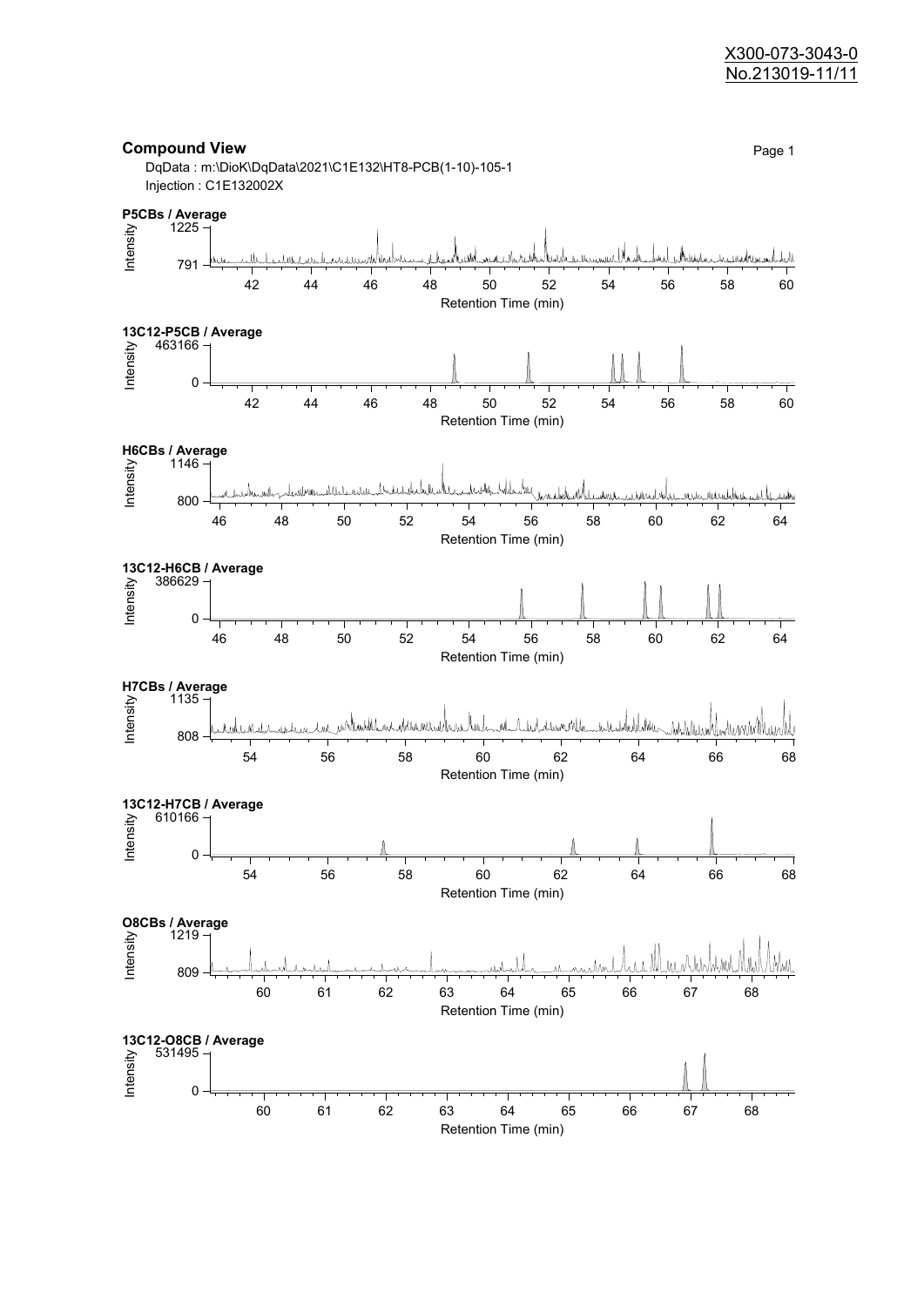X300-073-3043-0
No.213019-11/11

## Compound View

DqData : m:\DioK\DqData\2021\C1E132\HT8-PCB(1-10)-105-1
Injection : C1E132002X

**P5CBs / Average**

Intensity
1225
791
42 44 46 48 50 52 54 56 58 60
Retention Time (min)

**13C12-P5CB / Average**

Intensity
463166
0
42 44 46 48 50 52 54 56 58 60
Retention Time (min)

**H6CBs / Average**

Intensity
1146
800
46 48 50 52 54 56 58 60 62 64
Retention Time (min)

**13C12-H6CB / Average**

Intensity
386629
0
46 48 50 52 54 56 58 60 62 64
Retention Time (min)

**H7CBs / Average**

Intensity
1135
808
54 56 58 60 62 64 66 68
Retention Time (min)

**13C12-H7CB / Average**

Intensity
610166
0
54 56 58 60 62 64 66 68
Retention Time (min)

**O8CBs / Average**

Intensity
1219
809
60 61 62 63 64 65 66 67 68
Retention Time (min)

**13C12-O8CB / Average**

Intensity
531495
0
60 61 62 63 64 65 66 67 68
Retention Time (min)